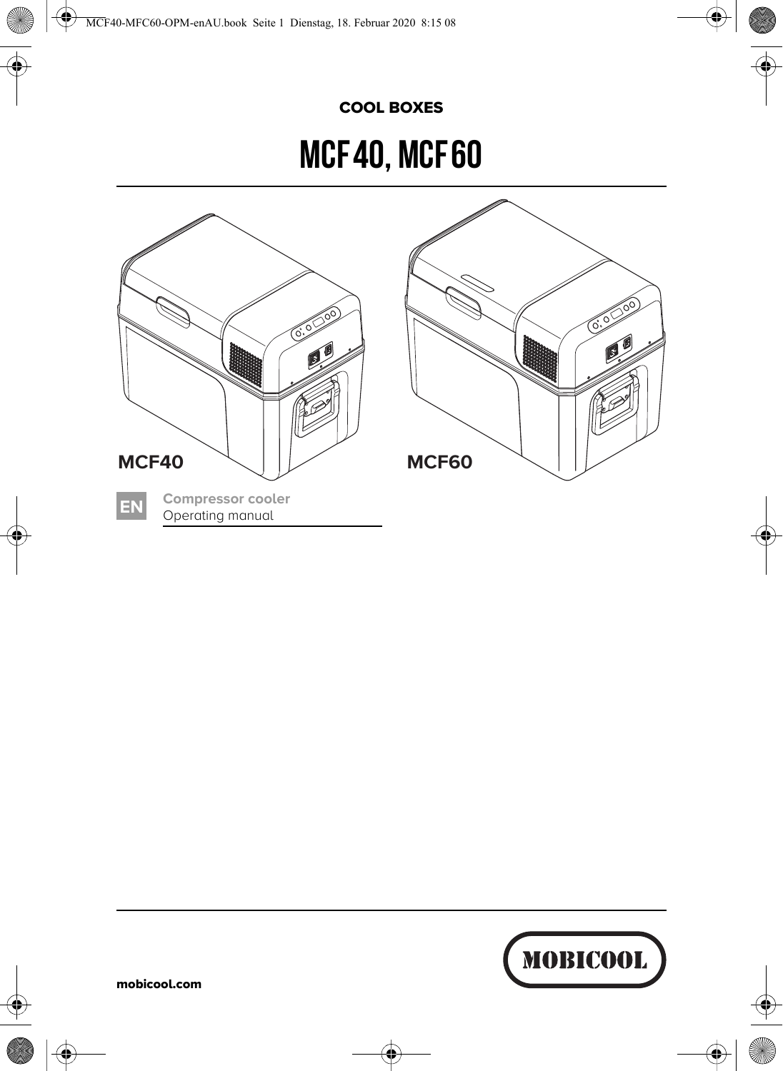**COOL BOXES**

# MCF 40, MCF 60

MCF40

MCF60

**EN**

**Compressor cooler**
Operating manual

mobicool.com

MOBICOOL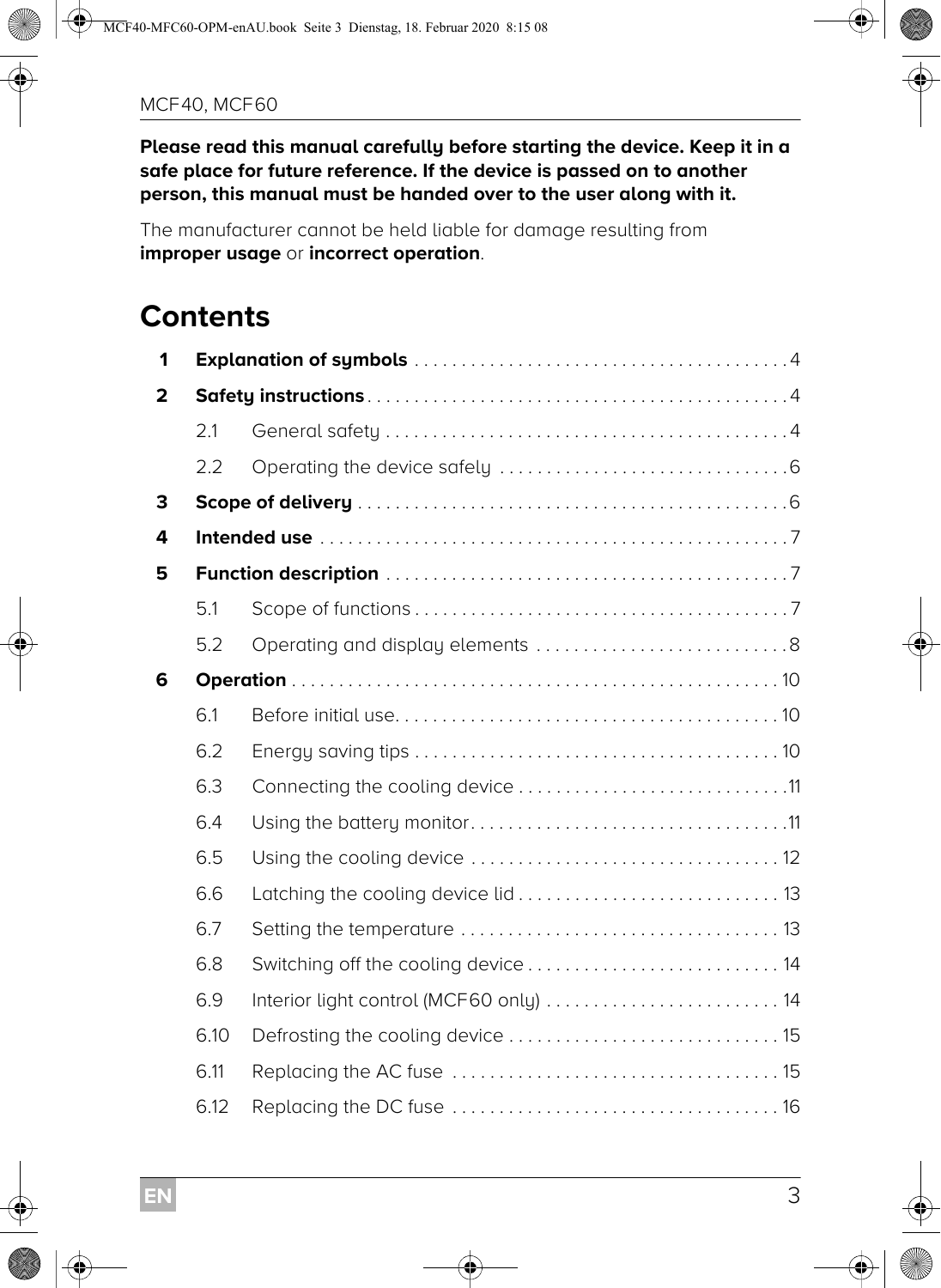**Please read this manual carefully before starting the device. Keep it in a safe place for future reference. If the device is passed on to another person, this manual must be handed over to the user along with it.**

The manufacturer cannot be held liable for damage resulting from **improper usage** or **incorrect operation**.

# Contents

| | | |
|---|---|---|
| **1** | **Explanation of symbols** | 4 |
| **2** | **Safety instructions** | 4 |
| 2.1 | General safety | 4 |
| 2.2 | Operating the device safely | 6 |
| **3** | **Scope of delivery** | 6 |
| **4** | **Intended use** | 7 |
| **5** | **Function description** | 7 |
| 5.1 | Scope of functions | 7 |
| 5.2 | Operating and display elements | 8 |
| **6** | **Operation** | 10 |
| 6.1 | Before initial use | 10 |
| 6.2 | Energy saving tips | 10 |
| 6.3 | Connecting the cooling device | 11 |
| 6.4 | Using the battery monitor | 11 |
| 6.5 | Using the cooling device | 12 |
| 6.6 | Latching the cooling device lid | 13 |
| 6.7 | Setting the temperature | 13 |
| 6.8 | Switching off the cooling device | 14 |
| 6.9 | Interior light control (MCF60 only) | 14 |
| 6.10 | Defrosting the cooling device | 15 |
| 6.11 | Replacing the AC fuse | 15 |
| 6.12 | Replacing the DC fuse | 16 |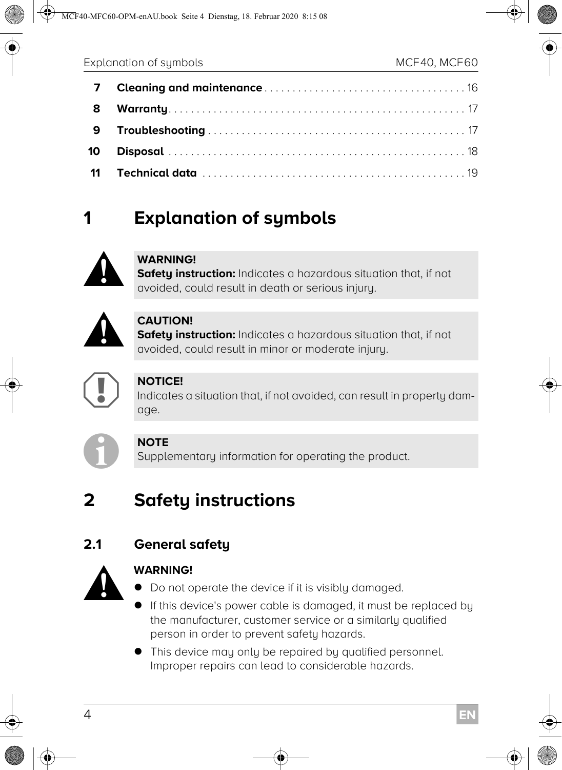| | | |
|---|---|---|
| **7** | **Cleaning and maintenance** | 16 |
| **8** | **Warranty** | 17 |
| **9** | **Troubleshooting** | 17 |
| **10** | **Disposal** | 18 |
| **11** | **Technical data** | 19 |

# 1 Explanation of symbols

> **WARNING!**
> **Safety instruction:** Indicates a hazardous situation that, if not avoided, could result in death or serious injury.

> **CAUTION!**
> **Safety instruction:** Indicates a hazardous situation that, if not avoided, could result in minor or moderate injury.

> **NOTICE!**
> Indicates a situation that, if not avoided, can result in property damage.

> **NOTE**
> Supplementary information for operating the product.

# 2 Safety instructions

## 2.1 General safety

**WARNING!**

- Do not operate the device if it is visibly damaged.
- If this device's power cable is damaged, it must be replaced by the manufacturer, customer service or a similarly qualified person in order to prevent safety hazards.
- This device may only be repaired by qualified personnel. Improper repairs can lead to considerable hazards.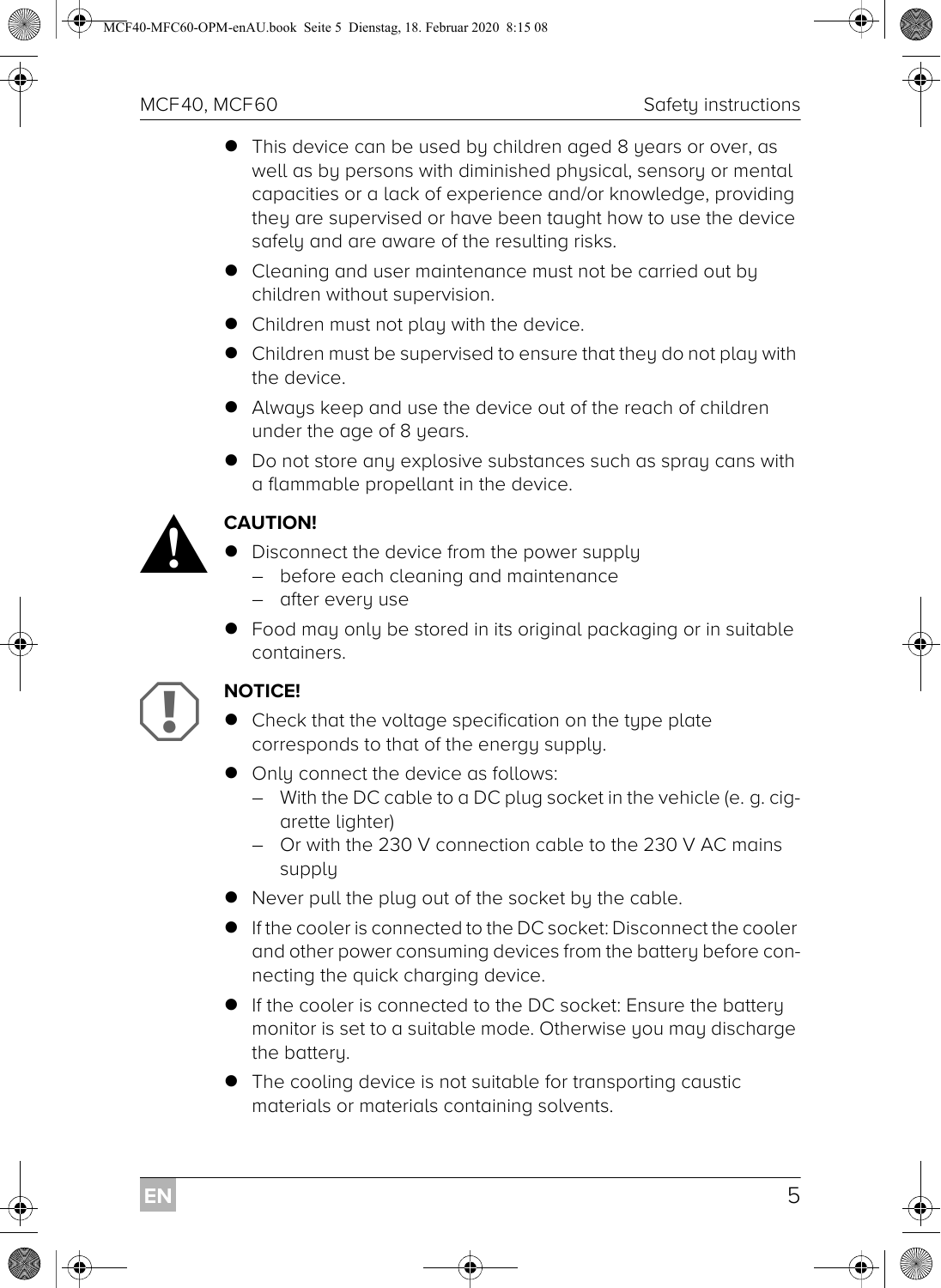- This device can be used by children aged 8 years or over, as well as by persons with diminished physical, sensory or mental capacities or a lack of experience and/or knowledge, providing they are supervised or have been taught how to use the device safely and are aware of the resulting risks.
- Cleaning and user maintenance must not be carried out by children without supervision.
- Children must not play with the device.
- Children must be supervised to ensure that they do not play with the device.
- Always keep and use the device out of the reach of children under the age of 8 years.
- Do not store any explosive substances such as spray cans with a flammable propellant in the device.

**CAUTION!**

- Disconnect the device from the power supply
  - before each cleaning and maintenance
  - after every use
- Food may only be stored in its original packaging or in suitable containers.

**NOTICE!**

- Check that the voltage specification on the type plate corresponds to that of the energy supply.
- Only connect the device as follows:
  - With the DC cable to a DC plug socket in the vehicle (e. g. cigarette lighter)
  - Or with the 230 V connection cable to the 230 V AC mains supply
- Never pull the plug out of the socket by the cable.
- If the cooler is connected to the DC socket: Disconnect the cooler and other power consuming devices from the battery before connecting the quick charging device.
- If the cooler is connected to the DC socket: Ensure the battery monitor is set to a suitable mode. Otherwise you may discharge the battery.
- The cooling device is not suitable for transporting caustic materials or materials containing solvents.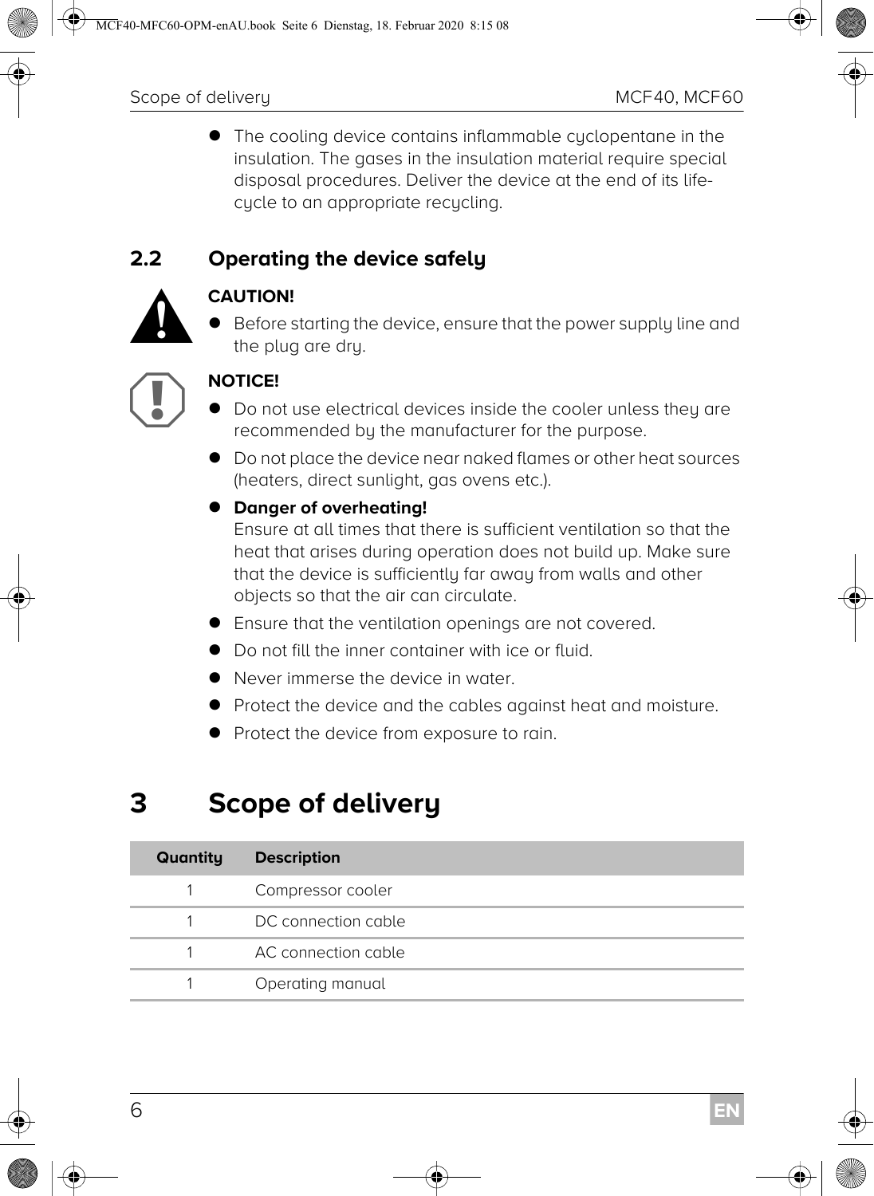- The cooling device contains inflammable cyclopentane in the insulation. The gases in the insulation material require special disposal procedures. Deliver the device at the end of its life-cycle to an appropriate recycling.

## 2.2 Operating the device safely

**CAUTION!**

- Before starting the device, ensure that the power supply line and the plug are dry.

**NOTICE!**

- Do not use electrical devices inside the cooler unless they are recommended by the manufacturer for the purpose.
- Do not place the device near naked flames or other heat sources (heaters, direct sunlight, gas ovens etc.).
- **Danger of overheating!**
  Ensure at all times that there is sufficient ventilation so that the heat that arises during operation does not build up. Make sure that the device is sufficiently far away from walls and other objects so that the air can circulate.
- Ensure that the ventilation openings are not covered.
- Do not fill the inner container with ice or fluid.
- Never immerse the device in water.
- Protect the device and the cables against heat and moisture.
- Protect the device from exposure to rain.

# 3 Scope of delivery

| Quantity | Description |
|---|---|
| 1 | Compressor cooler |
| 1 | DC connection cable |
| 1 | AC connection cable |
| 1 | Operating manual |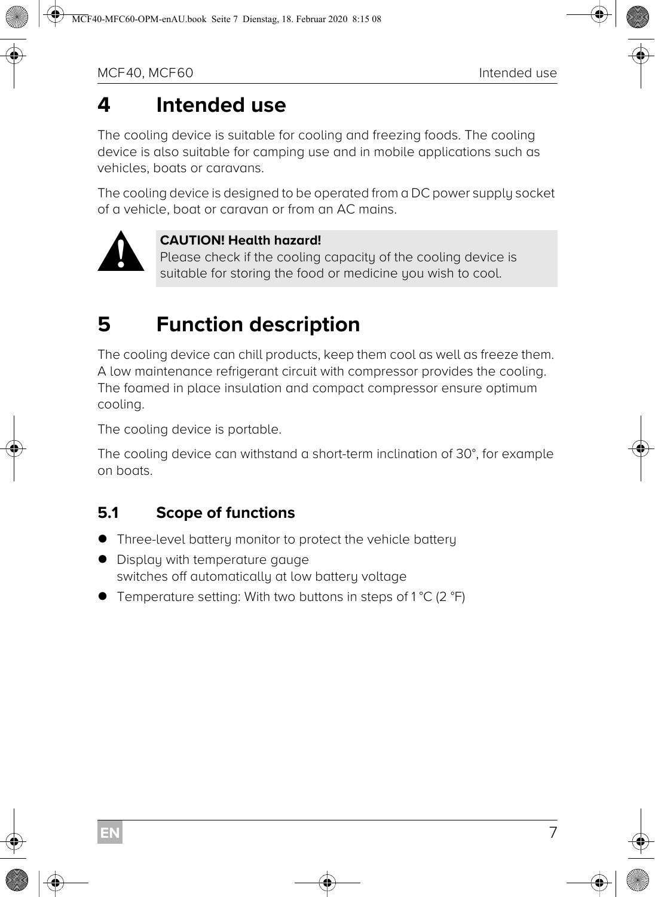# 4 Intended use

The cooling device is suitable for cooling and freezing foods. The cooling device is also suitable for camping use and in mobile applications such as vehicles, boats or caravans.

The cooling device is designed to be operated from a DC power supply socket of a vehicle, boat or caravan or from an AC mains.

> **CAUTION! Health hazard!**
> Please check if the cooling capacity of the cooling device is suitable for storing the food or medicine you wish to cool.

# 5 Function description

The cooling device can chill products, keep them cool as well as freeze them. A low maintenance refrigerant circuit with compressor provides the cooling. The foamed in place insulation and compact compressor ensure optimum cooling.

The cooling device is portable.

The cooling device can withstand a short-term inclination of 30°, for example on boats.

## 5.1 Scope of functions

- Three-level battery monitor to protect the vehicle battery
- Display with temperature gauge
  switches off automatically at low battery voltage
- Temperature setting: With two buttons in steps of 1 °C (2 °F)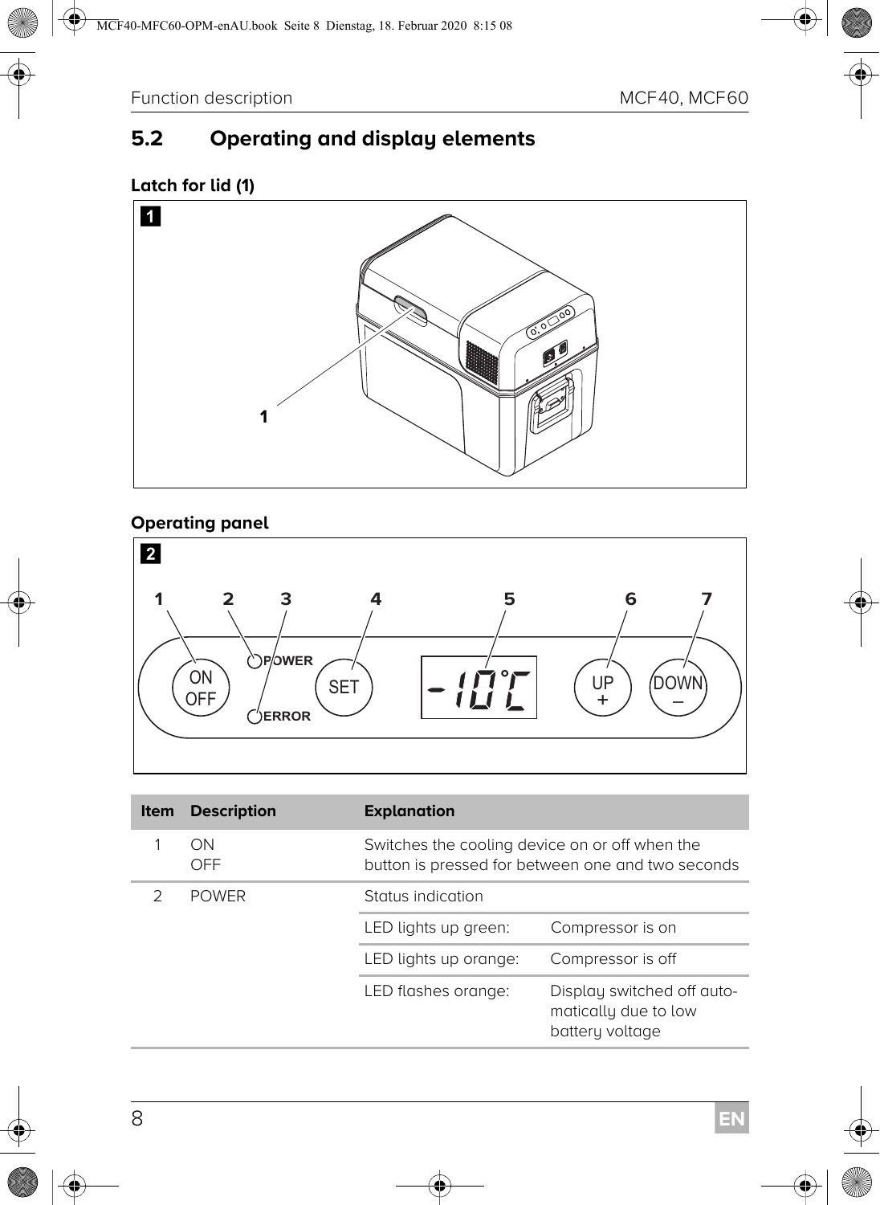## 5.2 Operating and display elements

**Latch for lid (1)**

**Operating panel**

| Item | Description | Explanation | |
|---|---|---|---|
| 1 | ON<br>OFF | Switches the cooling device on or off when the button is pressed for between one and two seconds | |
| 2 | POWER | Status indication | |
| | | LED lights up green: | Compressor is on |
| | | LED lights up orange: | Compressor is off |
| | | LED flashes orange: | Display switched off automatically due to low battery voltage |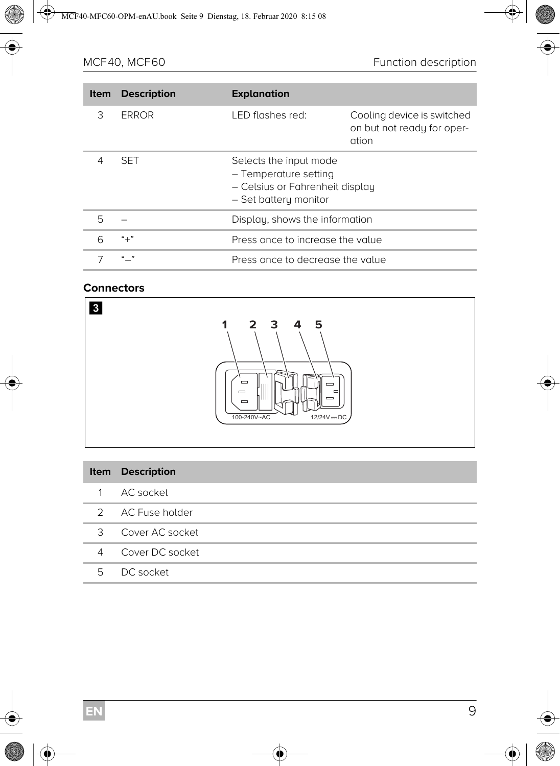| Item | Description | Explanation | |
|---|---|---|---|
| 3 | ERROR | LED flashes red: | Cooling device is switched on but not ready for operation |
| 4 | SET | Selects the input mode<br>– Temperature setting<br>– Celsius or Fahrenheit display<br>– Set battery monitor | |
| 5 | – | Display, shows the information | |
| 6 | "+" | Press once to increase the value | |
| 7 | "–" | Press once to decrease the value | |

### Connectors

3

1 2 3 4 5

100-240V~AC 12/24V ⎓ DC

| Item | Description |
|---|---|
| 1 | AC socket |
| 2 | AC Fuse holder |
| 3 | Cover AC socket |
| 4 | Cover DC socket |
| 5 | DC socket |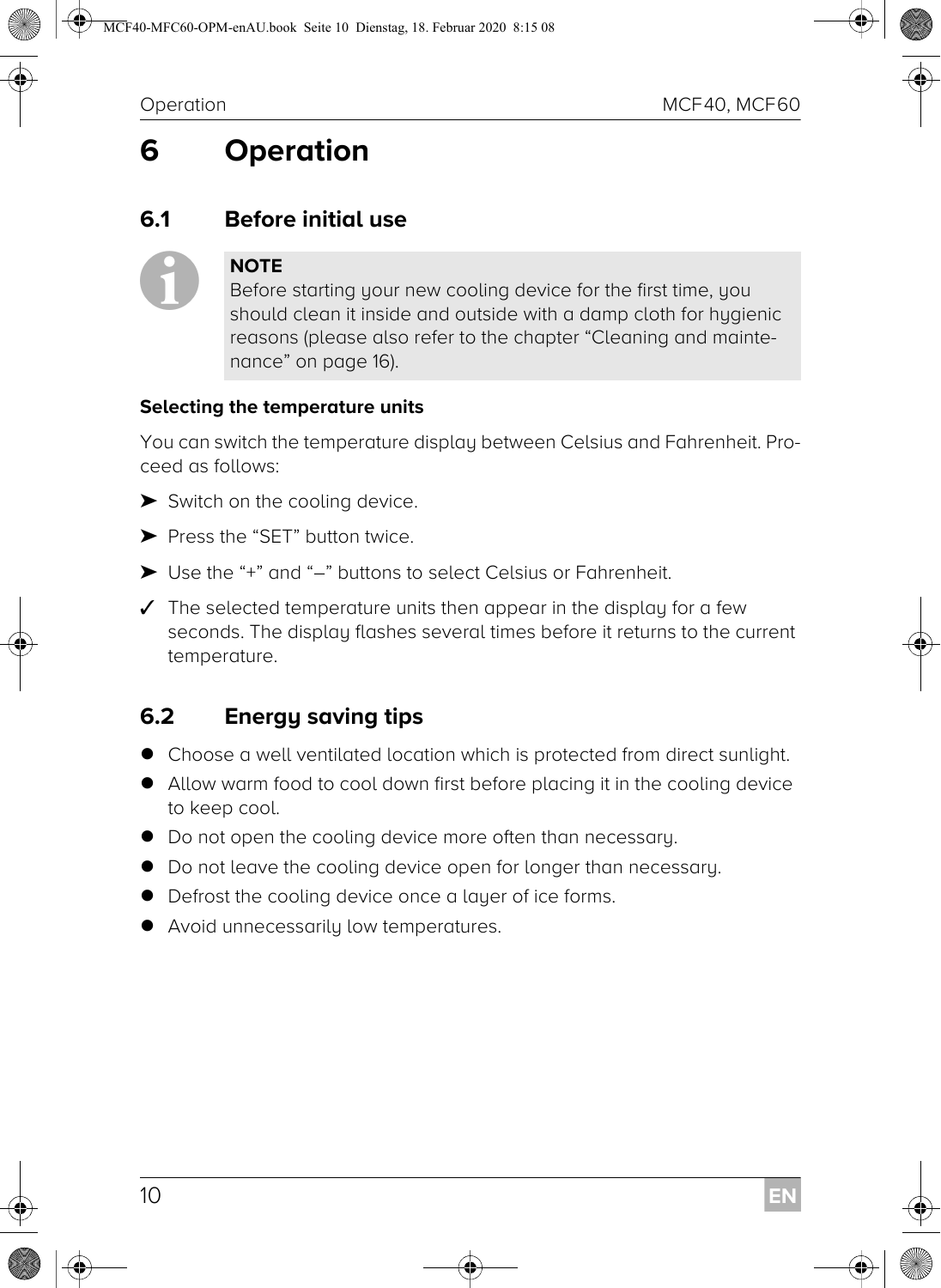# 6 Operation

## 6.1 Before initial use

> **NOTE**
> Before starting your new cooling device for the first time, you should clean it inside and outside with a damp cloth for hygienic reasons (please also refer to the chapter "Cleaning and maintenance" on page 16).

**Selecting the temperature units**

You can switch the temperature display between Celsius and Fahrenheit. Proceed as follows:

➤ Switch on the cooling device.

➤ Press the "SET" button twice.

➤ Use the "+" and "–" buttons to select Celsius or Fahrenheit.

✓ The selected temperature units then appear in the display for a few seconds. The display flashes several times before it returns to the current temperature.

## 6.2 Energy saving tips

- Choose a well ventilated location which is protected from direct sunlight.
- Allow warm food to cool down first before placing it in the cooling device to keep cool.
- Do not open the cooling device more often than necessary.
- Do not leave the cooling device open for longer than necessary.
- Defrost the cooling device once a layer of ice forms.
- Avoid unnecessarily low temperatures.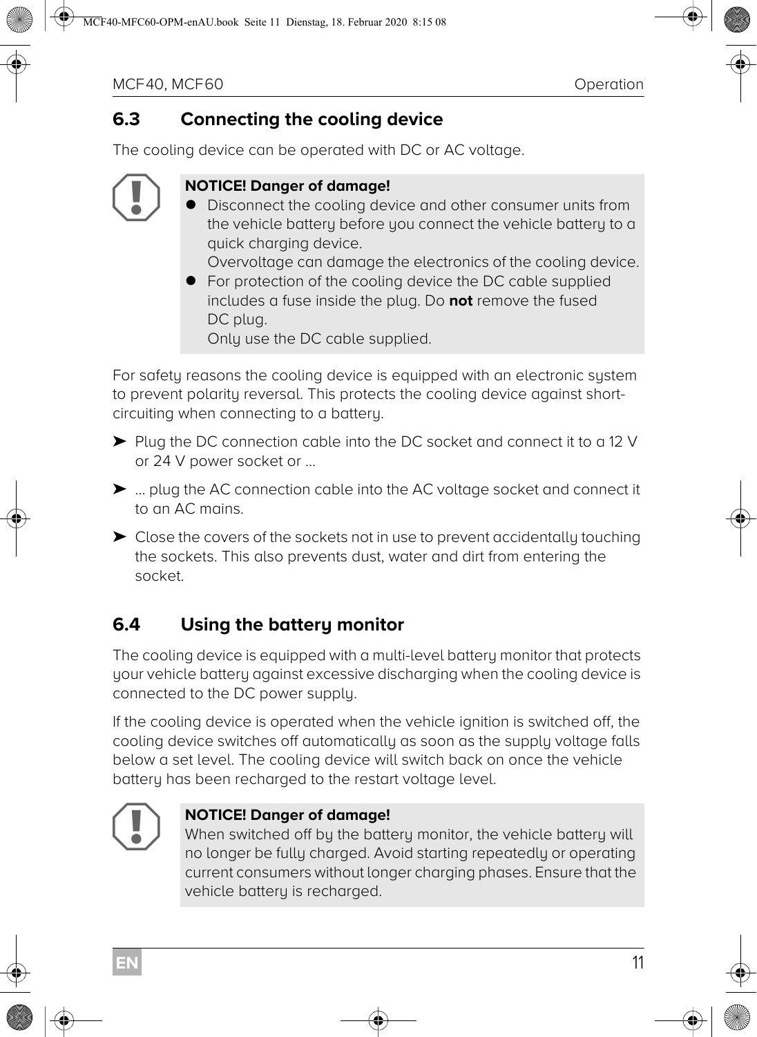## 6.3 Connecting the cooling device

The cooling device can be operated with DC or AC voltage.

> **NOTICE! Danger of damage!**
>
> - Disconnect the cooling device and other consumer units from the vehicle battery before you connect the vehicle battery to a quick charging device.
>   Overvoltage can damage the electronics of the cooling device.
> - For protection of the cooling device the DC cable supplied includes a fuse inside the plug. Do **not** remove the fused DC plug.
>   Only use the DC cable supplied.

For safety reasons the cooling device is equipped with an electronic system to prevent polarity reversal. This protects the cooling device against short-circuiting when connecting to a battery.

➤ Plug the DC connection cable into the DC socket and connect it to a 12 V or 24 V power socket or ...

➤ ... plug the AC connection cable into the AC voltage socket and connect it to an AC mains.

➤ Close the covers of the sockets not in use to prevent accidentally touching the sockets. This also prevents dust, water and dirt from entering the socket.

## 6.4 Using the battery monitor

The cooling device is equipped with a multi-level battery monitor that protects your vehicle battery against excessive discharging when the cooling device is connected to the DC power supply.

If the cooling device is operated when the vehicle ignition is switched off, the cooling device switches off automatically as soon as the supply voltage falls below a set level. The cooling device will switch back on once the vehicle battery has been recharged to the restart voltage level.

> **NOTICE! Danger of damage!**
>
> When switched off by the battery monitor, the vehicle battery will no longer be fully charged. Avoid starting repeatedly or operating current consumers without longer charging phases. Ensure that the vehicle battery is recharged.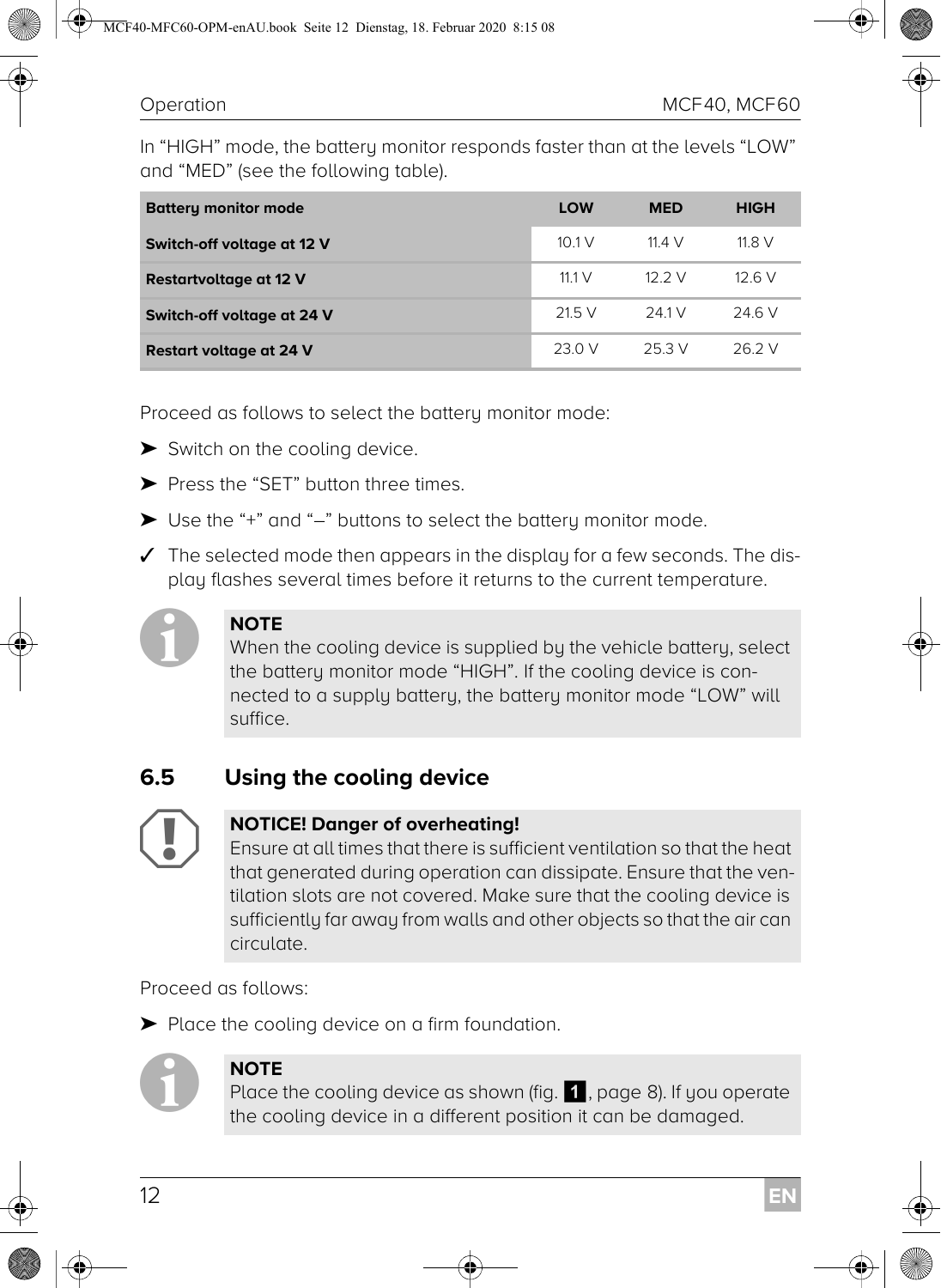In “HIGH” mode, the battery monitor responds faster than at the levels “LOW” and “MED” (see the following table).

| Battery monitor mode | LOW | MED | HIGH |
|---|---|---|---|
| **Switch-off voltage at 12 V** | 10.1 V | 11.4 V | 11.8 V |
| **Restartvoltage at 12 V** | 11.1 V | 12.2 V | 12.6 V |
| **Switch-off voltage at 24 V** | 21.5 V | 24.1 V | 24.6 V |
| **Restart voltage at 24 V** | 23.0 V | 25.3 V | 26.2 V |

Proceed as follows to select the battery monitor mode:

➤ Switch on the cooling device.

➤ Press the “SET” button three times.

➤ Use the “+” and “–” buttons to select the battery monitor mode.

✓ The selected mode then appears in the display for a few seconds. The display flashes several times before it returns to the current temperature.

> **NOTE**
> When the cooling device is supplied by the vehicle battery, select the battery monitor mode “HIGH”. If the cooling device is connected to a supply battery, the battery monitor mode “LOW” will suffice.

## 6.5 Using the cooling device

> **NOTICE! Danger of overheating!**
> Ensure at all times that there is sufficient ventilation so that the heat that generated during operation can dissipate. Ensure that the ventilation slots are not covered. Make sure that the cooling device is sufficiently far away from walls and other objects so that the air can circulate.

Proceed as follows:

➤ Place the cooling device on a firm foundation.

> **NOTE**
> Place the cooling device as shown (fig. 1, page 8). If you operate the cooling device in a different position it can be damaged.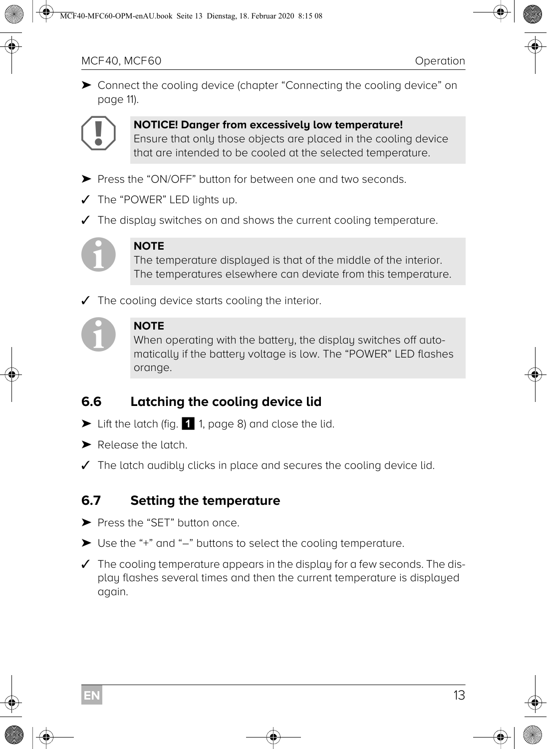➤ Connect the cooling device (chapter “Connecting the cooling device” on page 11).

> **NOTICE! Danger from excessively low temperature!**
> Ensure that only those objects are placed in the cooling device that are intended to be cooled at the selected temperature.

➤ Press the “ON/OFF” button for between one and two seconds.

✓ The “POWER” LED lights up.

✓ The display switches on and shows the current cooling temperature.

> **NOTE**
> The temperature displayed is that of the middle of the interior. The temperatures elsewhere can deviate from this temperature.

✓ The cooling device starts cooling the interior.

> **NOTE**
> When operating with the battery, the display switches off automatically if the battery voltage is low. The “POWER” LED flashes orange.

## 6.6 Latching the cooling device lid

➤ Lift the latch (fig. 1 1, page 8) and close the lid.

➤ Release the latch.

✓ The latch audibly clicks in place and secures the cooling device lid.

## 6.7 Setting the temperature

➤ Press the “SET” button once.

➤ Use the “+” and “–” buttons to select the cooling temperature.

✓ The cooling temperature appears in the display for a few seconds. The display flashes several times and then the current temperature is displayed again.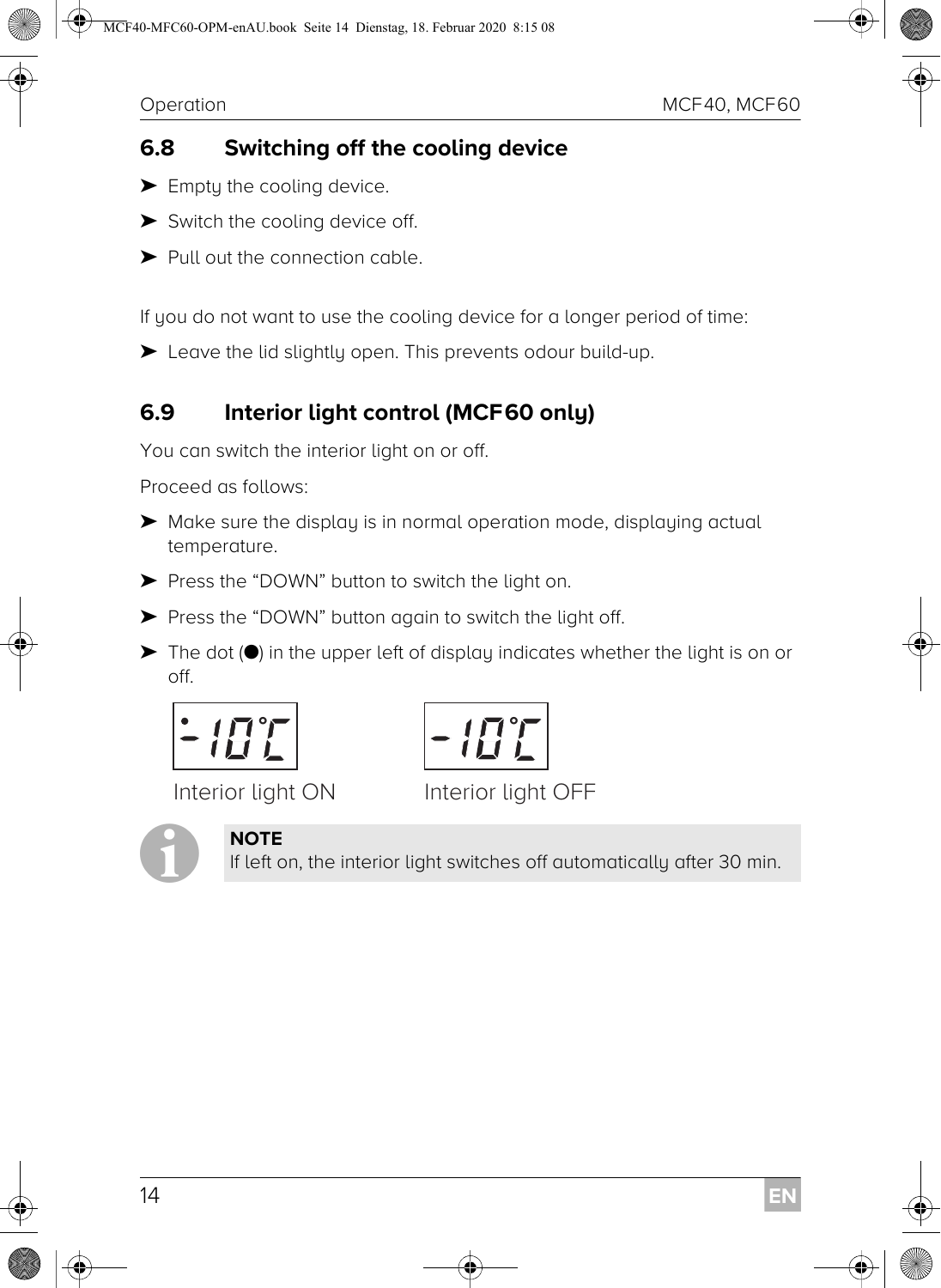## 6.8 Switching off the cooling device

- ➤ Empty the cooling device.
- ➤ Switch the cooling device off.
- ➤ Pull out the connection cable.

If you do not want to use the cooling device for a longer period of time:

- ➤ Leave the lid slightly open. This prevents odour build-up.

## 6.9 Interior light control (MCF60 only)

You can switch the interior light on or off.

Proceed as follows:

- ➤ Make sure the display is in normal operation mode, displaying actual temperature.
- ➤ Press the “DOWN” button to switch the light on.
- ➤ Press the “DOWN” button again to switch the light off.
- ➤ The dot (●) in the upper left of display indicates whether the light is on or off.

| ·-10°C | -10°C |
|---|---|
| Interior light ON | Interior light OFF |

**NOTE**
If left on, the interior light switches off automatically after 30 min.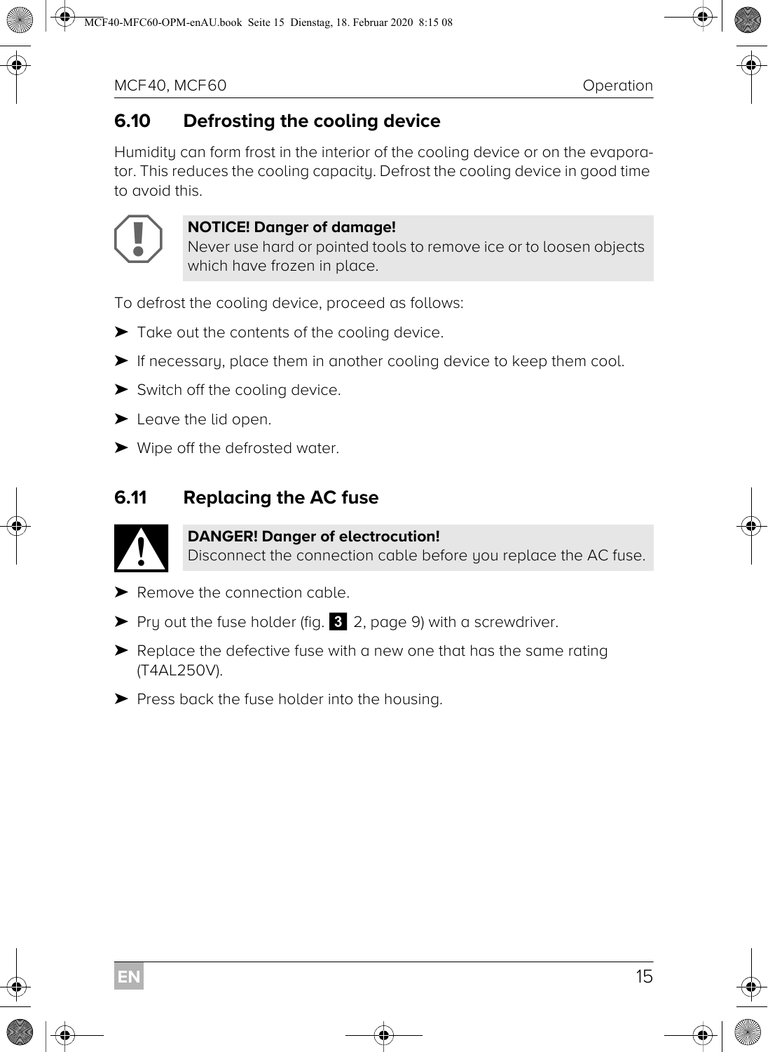## 6.10 Defrosting the cooling device

Humidity can form frost in the interior of the cooling device or on the evaporator. This reduces the cooling capacity. Defrost the cooling device in good time to avoid this.

> **NOTICE! Danger of damage!**
> Never use hard or pointed tools to remove ice or to loosen objects which have frozen in place.

To defrost the cooling device, proceed as follows:

➤ Take out the contents of the cooling device.

➤ If necessary, place them in another cooling device to keep them cool.

➤ Switch off the cooling device.

➤ Leave the lid open.

➤ Wipe off the defrosted water.

## 6.11 Replacing the AC fuse

> **DANGER! Danger of electrocution!**
> Disconnect the connection cable before you replace the AC fuse.

➤ Remove the connection cable.

➤ Pry out the fuse holder (fig. 3 2, page 9) with a screwdriver.

➤ Replace the defective fuse with a new one that has the same rating (T4AL250V).

➤ Press back the fuse holder into the housing.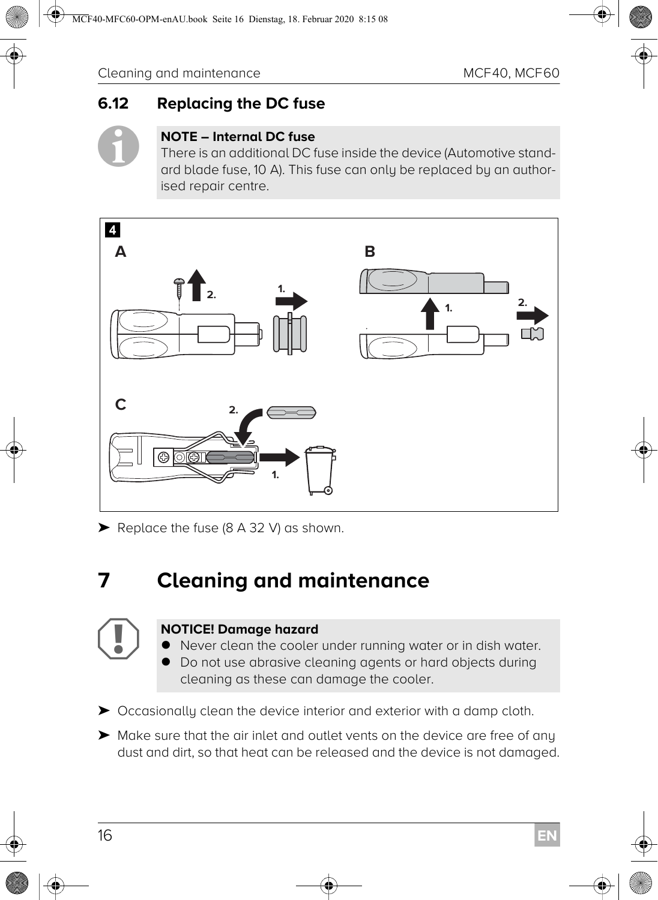## 6.12 Replacing the DC fuse

> **NOTE – Internal DC fuse**
> There is an additional DC fuse inside the device (Automotive standard blade fuse, 10 A). This fuse can only be replaced by an authorised repair centre.

➤ Replace the fuse (8 A 32 V) as shown.

# 7 Cleaning and maintenance

> **NOTICE! Damage hazard**
> - Never clean the cooler under running water or in dish water.
> - Do not use abrasive cleaning agents or hard objects during cleaning as these can damage the cooler.

➤ Occasionally clean the device interior and exterior with a damp cloth.

➤ Make sure that the air inlet and outlet vents on the device are free of any dust and dirt, so that heat can be released and the device is not damaged.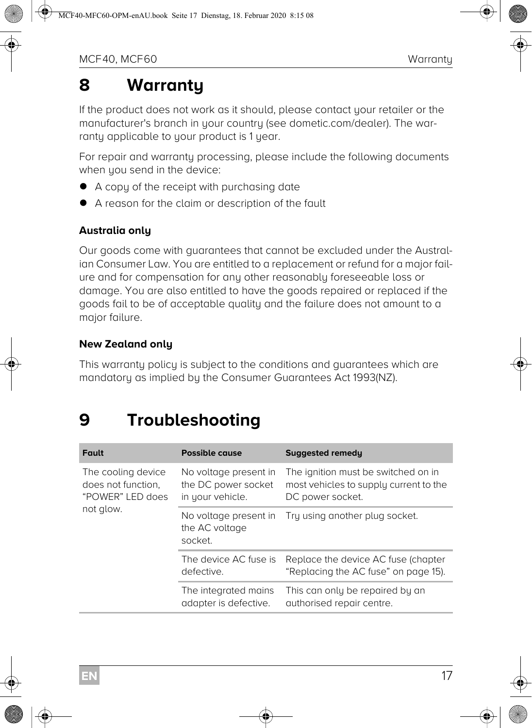# 8 Warranty

If the product does not work as it should, please contact your retailer or the manufacturer's branch in your country (see dometic.com/dealer). The warranty applicable to your product is 1 year.

For repair and warranty processing, please include the following documents when you send in the device:

- A copy of the receipt with purchasing date
- A reason for the claim or description of the fault

**Australia only**

Our goods come with guarantees that cannot be excluded under the Australian Consumer Law. You are entitled to a replacement or refund for a major failure and for compensation for any other reasonably foreseeable loss or damage. You are also entitled to have the goods repaired or replaced if the goods fail to be of acceptable quality and the failure does not amount to a major failure.

**New Zealand only**

This warranty policy is subject to the conditions and guarantees which are mandatory as implied by the Consumer Guarantees Act 1993(NZ).

# 9 Troubleshooting

| Fault | Possible cause | Suggested remedy |
|---|---|---|
| The cooling device does not function, “POWER” LED does not glow. | No voltage present in the DC power socket in your vehicle. | The ignition must be switched on in most vehicles to supply current to the DC power socket. |
| | No voltage present in the AC voltage socket. | Try using another plug socket. |
| | The device AC fuse is defective. | Replace the device AC fuse (chapter “Replacing the AC fuse” on page 15). |
| | The integrated mains adapter is defective. | This can only be repaired by an authorised repair centre. |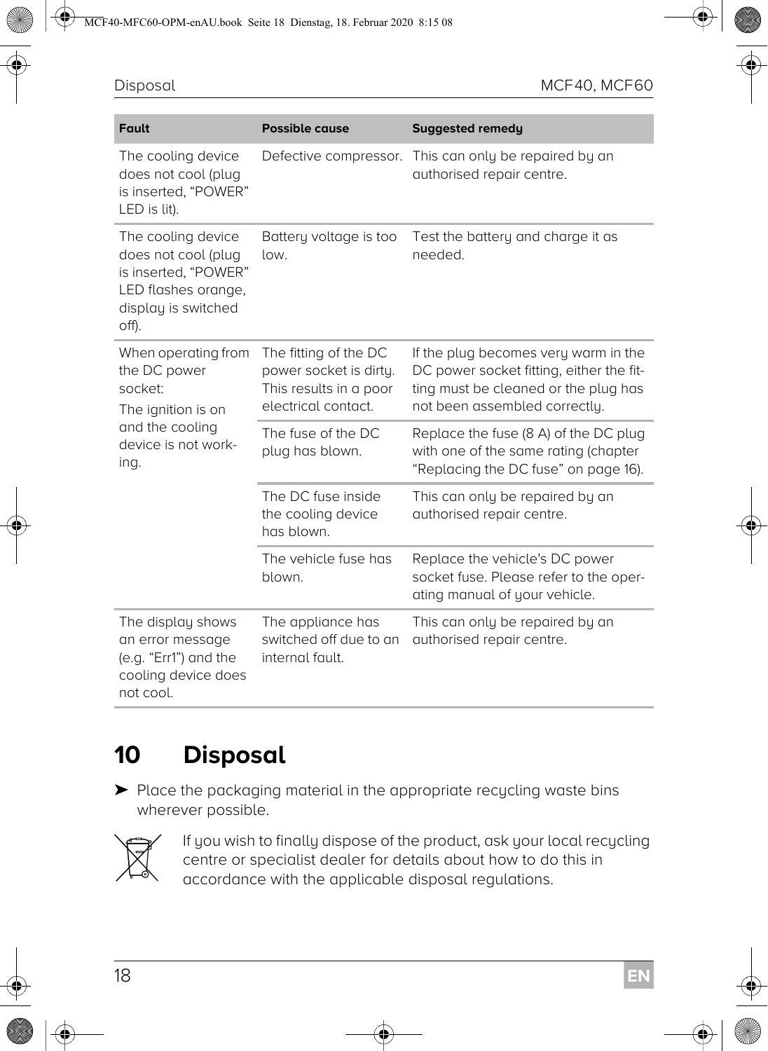| Fault | Possible cause | Suggested remedy |
| --- | --- | --- |
| The cooling device does not cool (plug is inserted, “POWER” LED is lit). | Defective compressor. | This can only be repaired by an authorised repair centre. |
| The cooling device does not cool (plug is inserted, “POWER” LED flashes orange, display is switched off). | Battery voltage is too low. | Test the battery and charge it as needed. |
| When operating from the DC power socket: The ignition is on and the cooling device is not working. | The fitting of the DC power socket is dirty. This results in a poor electrical contact. | If the plug becomes very warm in the DC power socket fitting, either the fitting must be cleaned or the plug has not been assembled correctly. |
| | The fuse of the DC plug has blown. | Replace the fuse (8 A) of the DC plug with one of the same rating (chapter “Replacing the DC fuse” on page 16). |
| | The DC fuse inside the cooling device has blown. | This can only be repaired by an authorised repair centre. |
| | The vehicle fuse has blown. | Replace the vehicle's DC power socket fuse. Please refer to the operating manual of your vehicle. |
| The display shows an error message (e.g. “Err1”) and the cooling device does not cool. | The appliance has switched off due to an internal fault. | This can only be repaired by an authorised repair centre. |

# 10 Disposal

➤ Place the packaging material in the appropriate recycling waste bins wherever possible.

If you wish to finally dispose of the product, ask your local recycling centre or specialist dealer for details about how to do this in accordance with the applicable disposal regulations.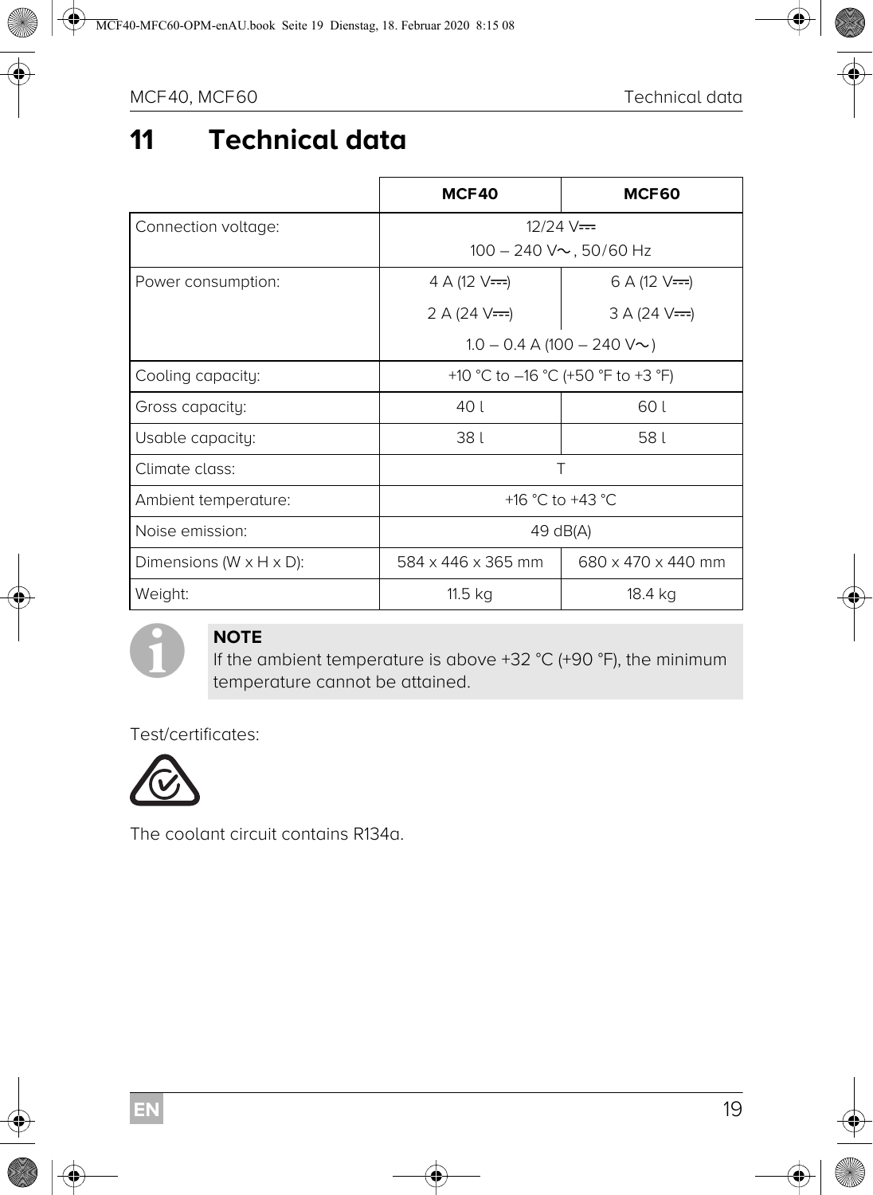# 11 Technical data

| | MCF40 | MCF60 |
|---|---|---|
| Connection voltage: | 12/24 V⎓<br>100 – 240 V~, 50/60 Hz | |
| Power consumption: | 4 A (12 V⎓)<br>2 A (24 V⎓) | 6 A (12 V⎓)<br>3 A (24 V⎓) |
| | 1.0 – 0.4 A (100 – 240 V~) | |
| Cooling capacity: | +10 °C to –16 °C (+50 °F to +3 °F) | |
| Gross capacity: | 40 l | 60 l |
| Usable capacity: | 38 l | 58 l |
| Climate class: | T | |
| Ambient temperature: | +16 °C to +43 °C | |
| Noise emission: | 49 dB(A) | |
| Dimensions (W x H x D): | 584 x 446 x 365 mm | 680 x 470 x 440 mm |
| Weight: | 11.5 kg | 18.4 kg |

**NOTE**
If the ambient temperature is above +32 °C (+90 °F), the minimum temperature cannot be attained.

Test/certificates:

The coolant circuit contains R134a.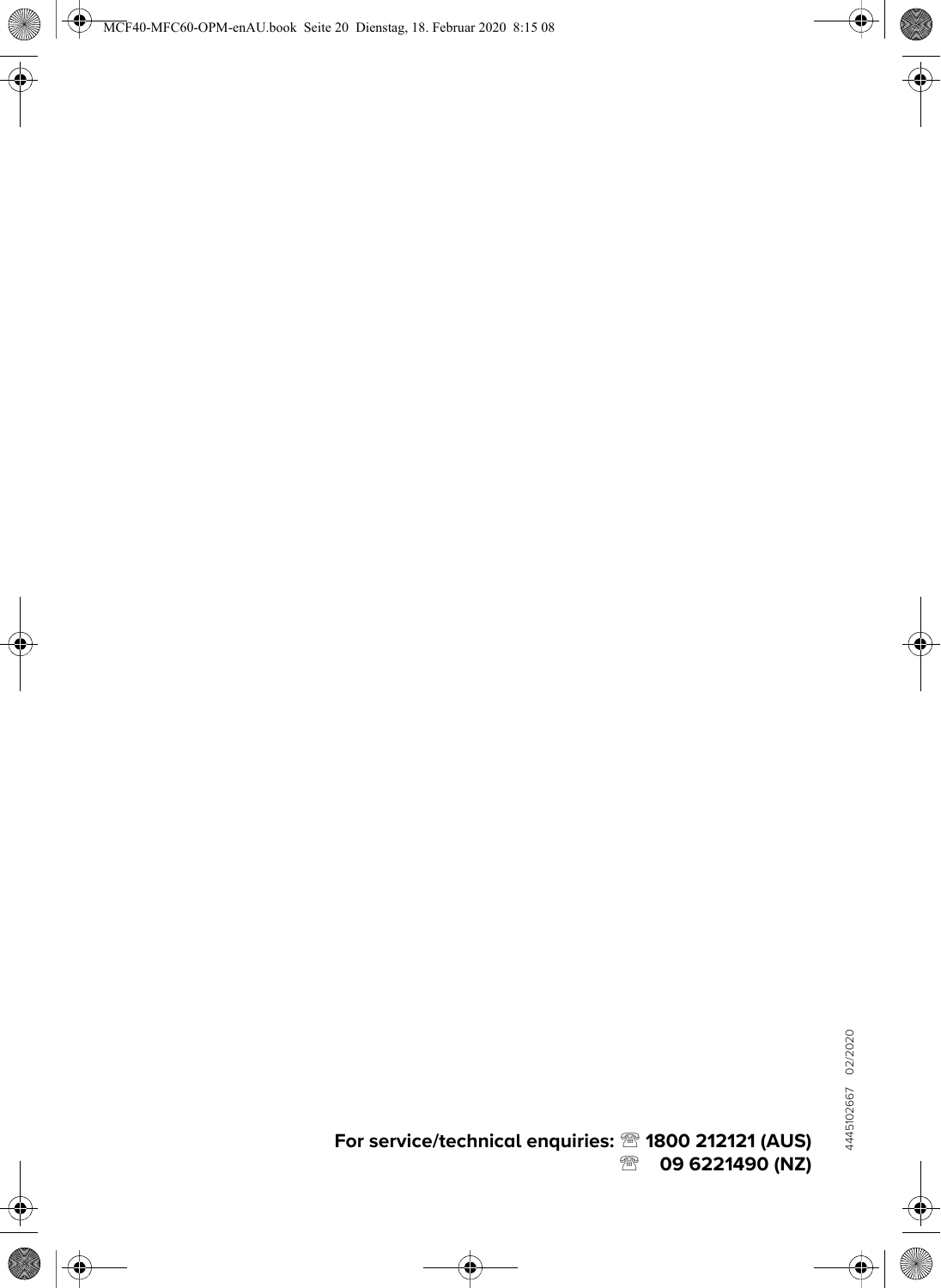**For service/technical enquiries: ☏ 1800 212121 (AUS)**
**☏ 09 6221490 (NZ)**

4445102667 02/2020